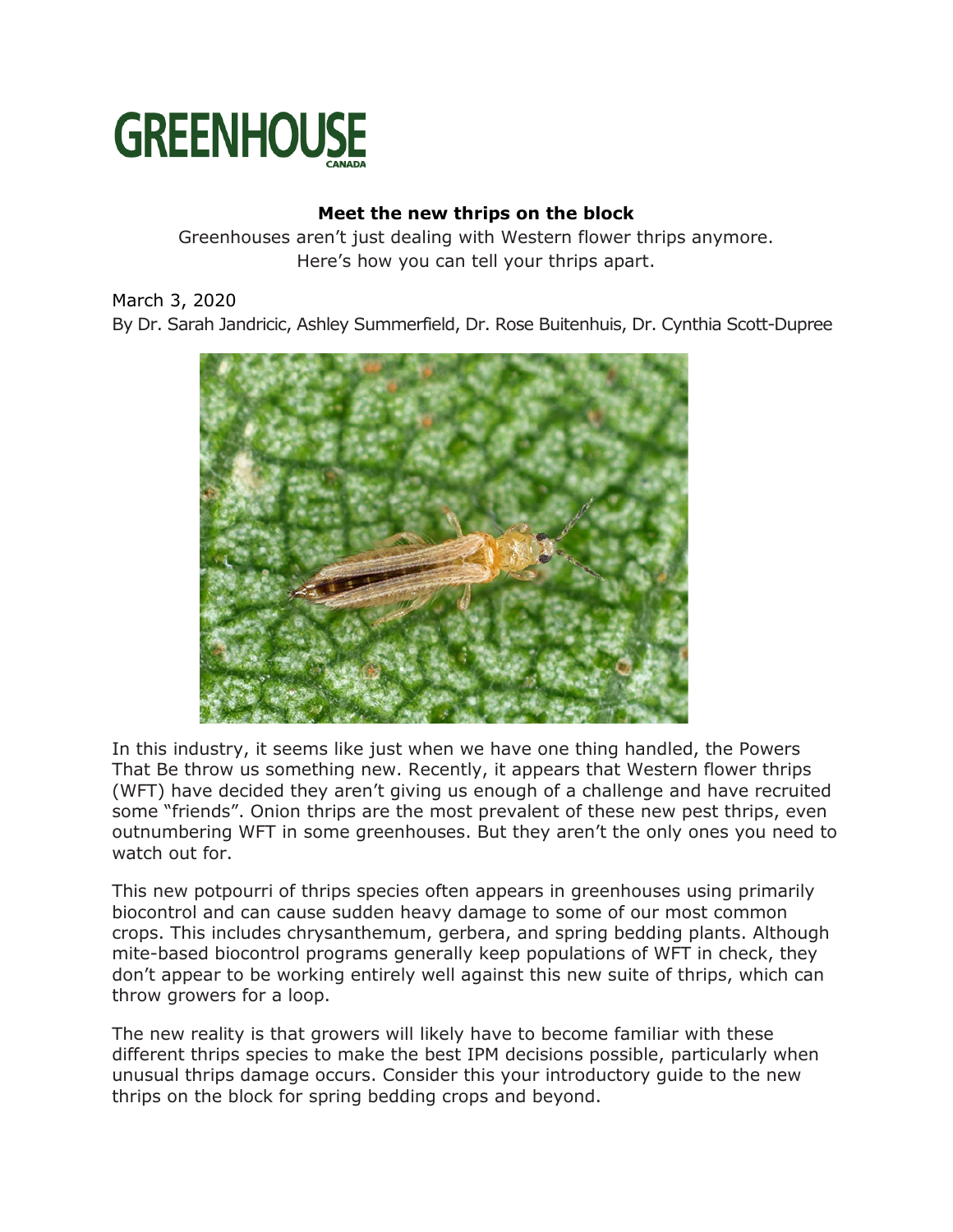GREENHOUSE CANADA

# Meet the new thrips on the block

Greenhouses aren't just dealing with Western flower thrips anymore. Here's how you can tell your thrips apart.

March 3, 2020

By Dr. Sarah Jandricic, Ashley Summerfield, Dr. Rose Buitenhuis, Dr. Cynthia Scott-Dupree

In this industry, it seems like just when we have one thing handled, the Powers That Be throw us something new. Recently, it appears that Western flower thrips (WFT) have decided they aren't giving us enough of a challenge and have recruited some "friends". Onion thrips are the most prevalent of these new pest thrips, even outnumbering WFT in some greenhouses. But they aren't the only ones you need to watch out for.

This new potpourri of thrips species often appears in greenhouses using primarily biocontrol and can cause sudden heavy damage to some of our most common crops. This includes chrysanthemum, gerbera, and spring bedding plants. Although mite-based biocontrol programs generally keep populations of WFT in check, they don't appear to be working entirely well against this new suite of thrips, which can throw growers for a loop.

The new reality is that growers will likely have to become familiar with these different thrips species to make the best IPM decisions possible, particularly when unusual thrips damage occurs. Consider this your introductory guide to the new thrips on the block for spring bedding crops and beyond.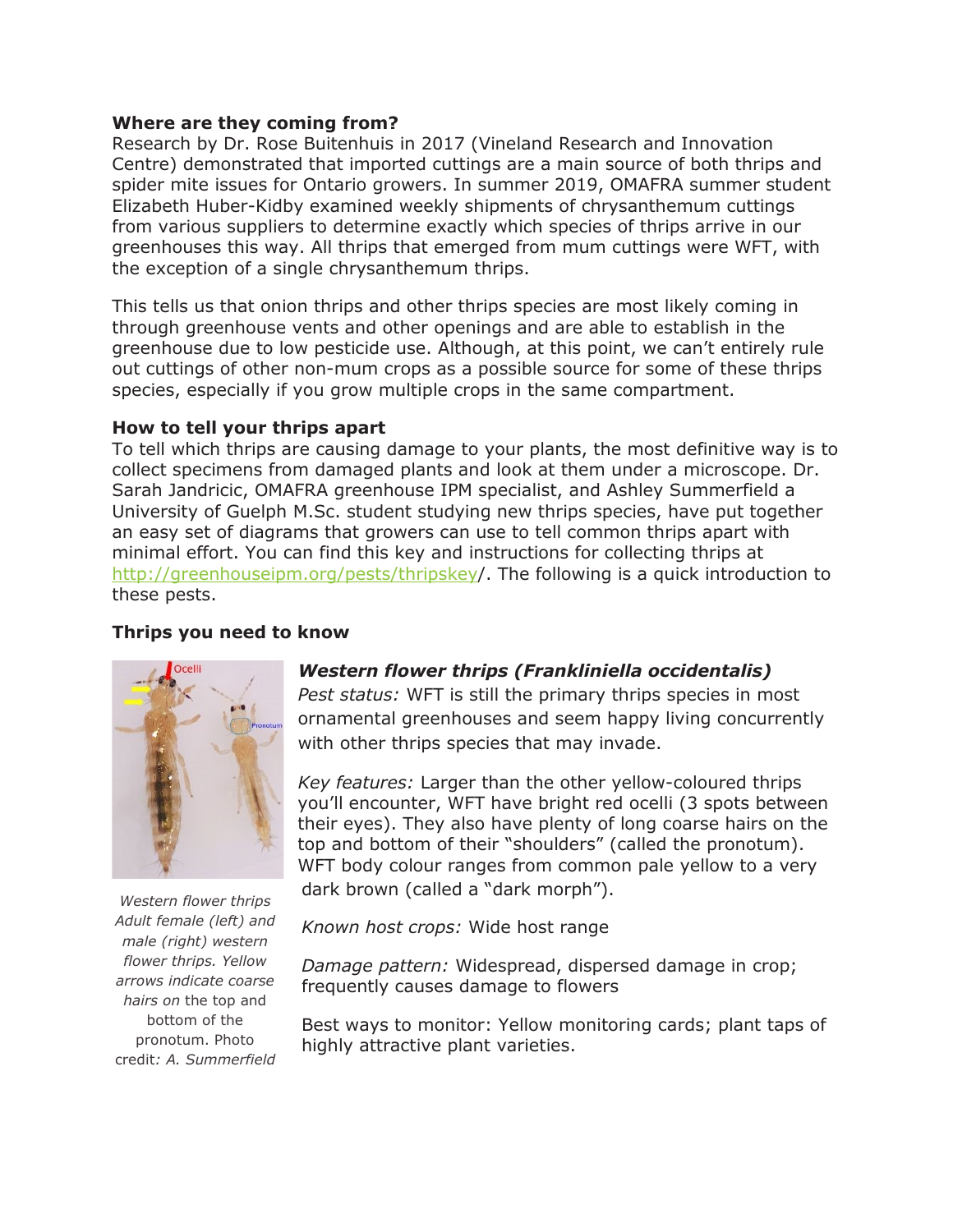**Where are they coming from?**

Research by Dr. Rose Buitenhuis in 2017 (Vineland Research and Innovation Centre) demonstrated that imported cuttings are a main source of both thrips and spider mite issues for Ontario growers. In summer 2019, OMAFRA summer student Elizabeth Huber-Kidby examined weekly shipments of chrysanthemum cuttings from various suppliers to determine exactly which species of thrips arrive in our greenhouses this way. All thrips that emerged from mum cuttings were WFT, with the exception of a single chrysanthemum thrips.

This tells us that onion thrips and other thrips species are most likely coming in through greenhouse vents and other openings and are able to establish in the greenhouse due to low pesticide use. Although, at this point, we can't entirely rule out cuttings of other non-mum crops as a possible source for some of these thrips species, especially if you grow multiple crops in the same compartment.

**How to tell your thrips apart**

To tell which thrips are causing damage to your plants, the most definitive way is to collect specimens from damaged plants and look at them under a microscope. Dr. Sarah Jandricic, OMAFRA greenhouse IPM specialist, and Ashley Summerfield a University of Guelph M.Sc. student studying new thrips species, have put together an easy set of diagrams that growers can use to tell common thrips apart with minimal effort. You can find this key and instructions for collecting thrips at [http://greenhouseipm.org/pests/thripskey](http://greenhouseipm.org/pests/thripskey)/. The following is a quick introduction to these pests.

**Thrips you need to know**

*Western flower thrips Adult female (left) and male (right) western flower thrips. Yellow arrows indicate coarse hairs on* the top and bottom of the pronotum. Photo credit*: A. Summerfield*

***Western flower thrips (Frankliniella occidentalis)***

*Pest status:* WFT is still the primary thrips species in most ornamental greenhouses and seem happy living concurrently with other thrips species that may invade.

*Key features:* Larger than the other yellow-coloured thrips you'll encounter, WFT have bright red ocelli (3 spots between their eyes). They also have plenty of long coarse hairs on the top and bottom of their "shoulders" (called the pronotum). WFT body colour ranges from common pale yellow to a very dark brown (called a "dark morph").

*Known host crops:* Wide host range

*Damage pattern:* Widespread, dispersed damage in crop; frequently causes damage to flowers

Best ways to monitor: Yellow monitoring cards; plant taps of highly attractive plant varieties.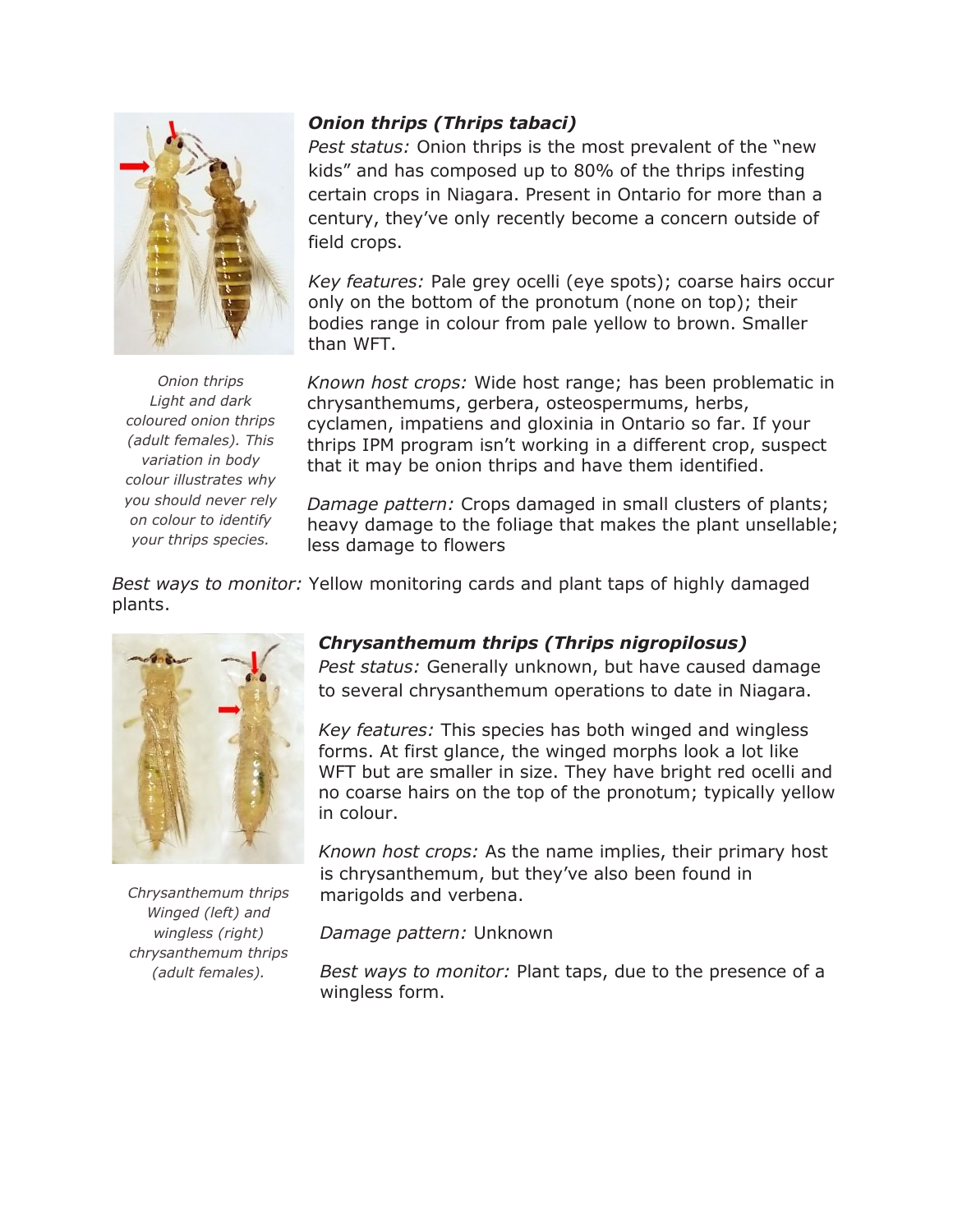### *Onion thrips (Thrips tabaci)*

*Pest status:* Onion thrips is the most prevalent of the "new kids" and has composed up to 80% of the thrips infesting certain crops in Niagara. Present in Ontario for more than a century, they've only recently become a concern outside of field crops.

*Key features:* Pale grey ocelli (eye spots); coarse hairs occur only on the bottom of the pronotum (none on top); their bodies range in colour from pale yellow to brown. Smaller than WFT.

*Onion thrips Light and dark coloured onion thrips (adult females). This variation in body colour illustrates why you should never rely on colour to identify your thrips species.*

*Known host crops:* Wide host range; has been problematic in chrysanthemums, gerbera, osteospermums, herbs, cyclamen, impatiens and gloxinia in Ontario so far. If your thrips IPM program isn't working in a different crop, suspect that it may be onion thrips and have them identified.

*Damage pattern:* Crops damaged in small clusters of plants; heavy damage to the foliage that makes the plant unsellable; less damage to flowers

*Best ways to monitor:* Yellow monitoring cards and plant taps of highly damaged plants.

### *Chrysanthemum thrips (Thrips nigropilosus)*

*Pest status:* Generally unknown, but have caused damage to several chrysanthemum operations to date in Niagara.

*Key features:* This species has both winged and wingless forms. At first glance, the winged morphs look a lot like WFT but are smaller in size. They have bright red ocelli and no coarse hairs on the top of the pronotum; typically yellow in colour.

*Chrysanthemum thrips Winged (left) and wingless (right) chrysanthemum thrips (adult females).*

*Known host crops:* As the name implies, their primary host is chrysanthemum, but they've also been found in marigolds and verbena.

*Damage pattern:* Unknown

*Best ways to monitor:* Plant taps, due to the presence of a wingless form.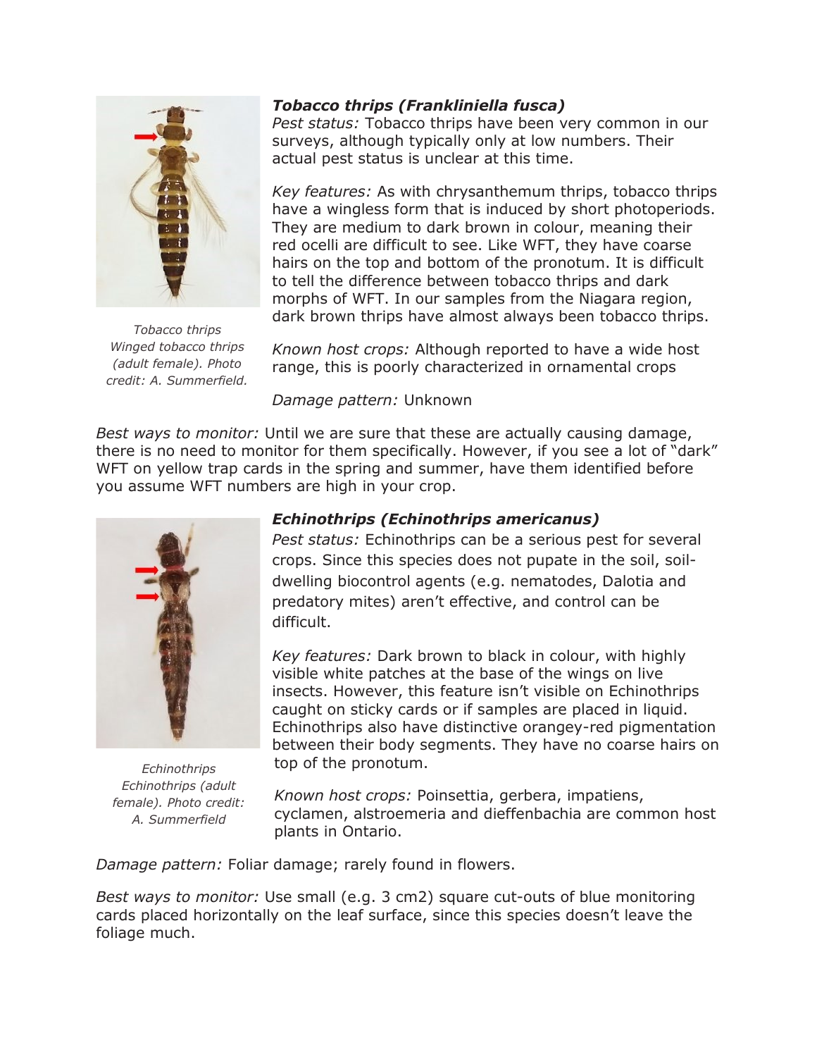### *Tobacco thrips (Frankliniella fusca)*

*Pest status:* Tobacco thrips have been very common in our surveys, although typically only at low numbers. Their actual pest status is unclear at this time.

*Key features:* As with chrysanthemum thrips, tobacco thrips have a wingless form that is induced by short photoperiods. They are medium to dark brown in colour, meaning their red ocelli are difficult to see. Like WFT, they have coarse hairs on the top and bottom of the pronotum. It is difficult to tell the difference between tobacco thrips and dark morphs of WFT. In our samples from the Niagara region, dark brown thrips have almost always been tobacco thrips.

*Tobacco thrips Winged tobacco thrips (adult female). Photo credit: A. Summerfield.*

*Known host crops:* Although reported to have a wide host range, this is poorly characterized in ornamental crops

*Damage pattern:* Unknown

*Best ways to monitor:* Until we are sure that these are actually causing damage, there is no need to monitor for them specifically. However, if you see a lot of "dark" WFT on yellow trap cards in the spring and summer, have them identified before you assume WFT numbers are high in your crop.

### *Echinothrips (Echinothrips americanus)*

*Pest status:* Echinothrips can be a serious pest for several crops. Since this species does not pupate in the soil, soil-dwelling biocontrol agents (e.g. nematodes, Dalotia and predatory mites) aren't effective, and control can be difficult.

*Key features:* Dark brown to black in colour, with highly visible white patches at the base of the wings on live insects. However, this feature isn't visible on Echinothrips caught on sticky cards or if samples are placed in liquid. Echinothrips also have distinctive orangey-red pigmentation between their body segments. They have no coarse hairs on top of the pronotum.

*Echinothrips Echinothrips (adult female). Photo credit: A. Summerfield*

*Known host crops:* Poinsettia, gerbera, impatiens, cyclamen, alstroemeria and dieffenbachia are common host plants in Ontario.

*Damage pattern:* Foliar damage; rarely found in flowers.

*Best ways to monitor:* Use small (e.g. 3 cm2) square cut-outs of blue monitoring cards placed horizontally on the leaf surface, since this species doesn't leave the foliage much.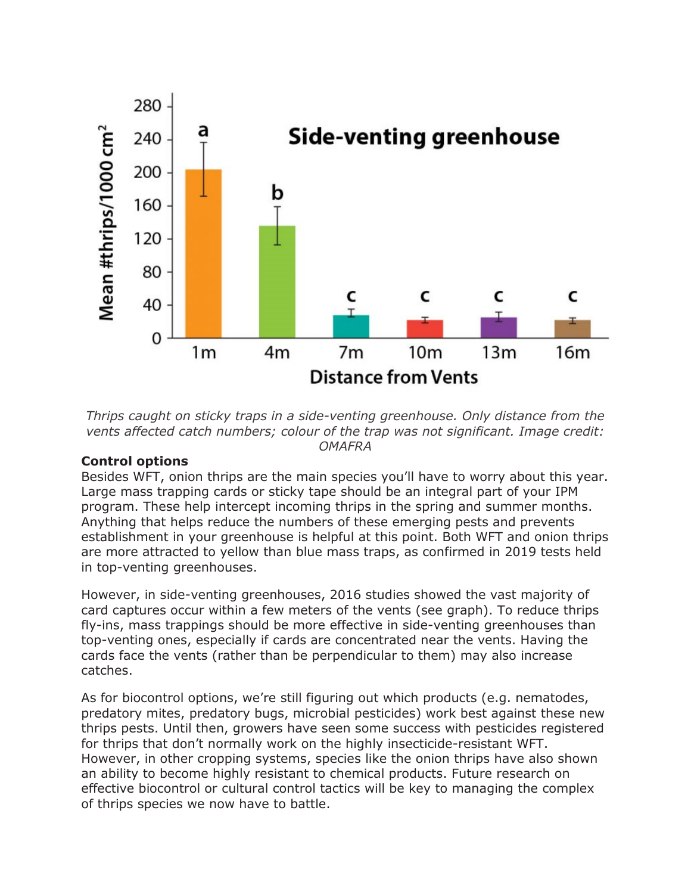*Thrips caught on sticky traps in a side-venting greenhouse. Only distance from the vents affected catch numbers; colour of the trap was not significant. Image credit: OMAFRA*

**Control options**

Besides WFT, onion thrips are the main species you'll have to worry about this year. Large mass trapping cards or sticky tape should be an integral part of your IPM program. These help intercept incoming thrips in the spring and summer months. Anything that helps reduce the numbers of these emerging pests and prevents establishment in your greenhouse is helpful at this point. Both WFT and onion thrips are more attracted to yellow than blue mass traps, as confirmed in 2019 tests held in top-venting greenhouses.

However, in side-venting greenhouses, 2016 studies showed the vast majority of card captures occur within a few meters of the vents (see graph). To reduce thrips fly-ins, mass trappings should be more effective in side-venting greenhouses than top-venting ones, especially if cards are concentrated near the vents. Having the cards face the vents (rather than be perpendicular to them) may also increase catches.

As for biocontrol options, we're still figuring out which products (e.g. nematodes, predatory mites, predatory bugs, microbial pesticides) work best against these new thrips pests. Until then, growers have seen some success with pesticides registered for thrips that don't normally work on the highly insecticide-resistant WFT. However, in other cropping systems, species like the onion thrips have also shown an ability to become highly resistant to chemical products. Future research on effective biocontrol or cultural control tactics will be key to managing the complex of thrips species we now have to battle.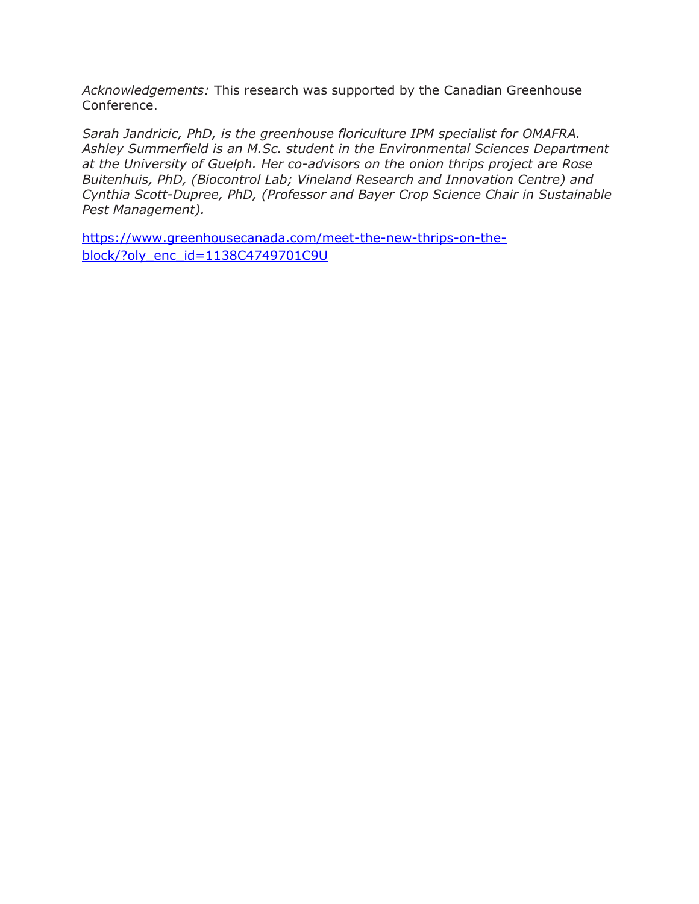*Acknowledgements:* This research was supported by the Canadian Greenhouse Conference.

*Sarah Jandricic, PhD, is the greenhouse floriculture IPM specialist for OMAFRA. Ashley Summerfield is an M.Sc. student in the Environmental Sciences Department at the University of Guelph. Her co-advisors on the onion thrips project are Rose Buitenhuis, PhD, (Biocontrol Lab; Vineland Research and Innovation Centre) and Cynthia Scott-Dupree, PhD, (Professor and Bayer Crop Science Chair in Sustainable Pest Management).*

[https://www.greenhousecanada.com/meet-the-new-thrips-on-the-block/?oly_enc_id=1138C4749701C9U](https://www.greenhousecanada.com/meet-the-new-thrips-on-the-block/?oly_enc_id=1138C4749701C9U)